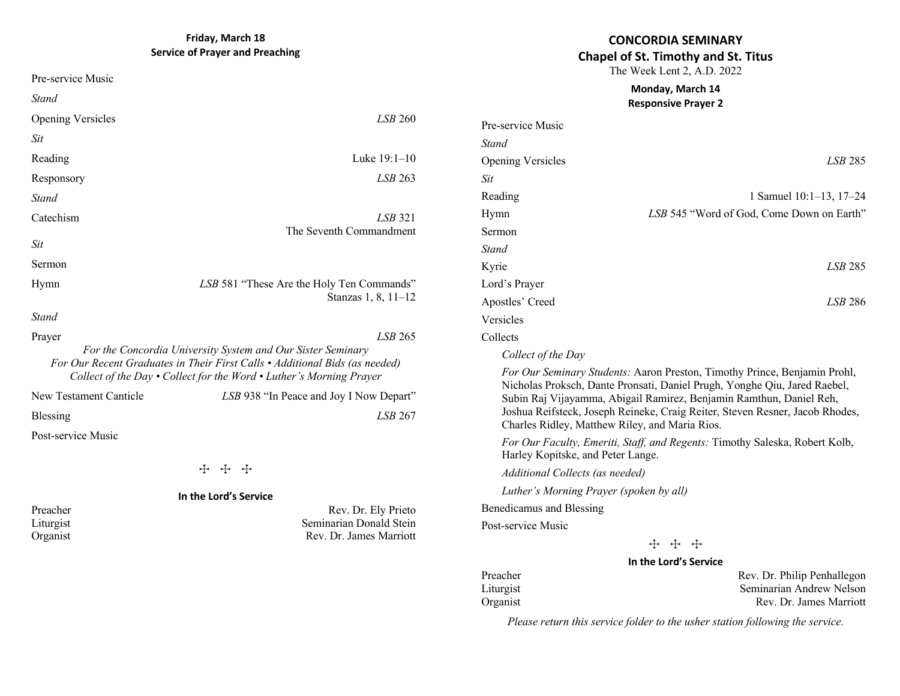# CONCORDIA SEMINARY

## Chapel of St. Timothy and St. Titus

The Week Lent 2, A.D. 2022

### Monday, March 14
**Responsive Prayer 2**

Pre-service Music

*Stand*

Opening Versicles — *LSB* 285

*Sit*

Reading — 1 Samuel 10:1–13, 17–24

Hymn — *LSB* 545 "Word of God, Come Down on Earth"

Sermon

*Stand*

Kyrie — *LSB* 285

Lord's Prayer

Apostles' Creed — *LSB* 286

Versicles

Collects

*Collect of the Day*

*For Our Seminary Students:* Aaron Preston, Timothy Prince, Benjamin Prohl, Nicholas Proksch, Dante Pronsati, Daniel Prugh, Yonghe Qiu, Jared Raebel, Subin Raj Vijayamma, Abigail Ramirez, Benjamin Ramthun, Daniel Reh, Joshua Reifsteck, Joseph Reineke, Craig Reiter, Steven Resner, Jacob Rhodes, Charles Ridley, Matthew Riley, and Maria Rios.

*For Our Faculty, Emeriti, Staff, and Regents:* Timothy Saleska, Robert Kolb, Harley Kopitske, and Peter Lange.

*Additional Collects (as needed)*

*Luther's Morning Prayer (spoken by all)*

Benedicamus and Blessing

Post-service Music

✠ ✠ ✠

**In the Lord's Service**

Preacher — Rev. Dr. Philip Penhallegon
Liturgist — Seminarian Andrew Nelson
Organist — Rev. Dr. James Marriott

*Please return this service folder to the usher station following the service.*

### Friday, March 18
**Service of Prayer and Preaching**

Pre-service Music

*Stand*

Opening Versicles — *LSB* 260

*Sit*

Reading — Luke 19:1–10

Responsory — *LSB* 263

*Stand*

Catechism — *LSB* 321 The Seventh Commandment

*Sit*

Sermon

Hymn — *LSB* 581 "These Are the Holy Ten Commands" Stanzas 1, 8, 11–12

*Stand*

Prayer — *LSB* 265

*For the Concordia University System and Our Sister Seminary*
*For Our Recent Graduates in Their First Calls • Additional Bids (as needed)*
*Collect of the Day • Collect for the Word • Luther's Morning Prayer*

New Testament Canticle — *LSB* 938 "In Peace and Joy I Now Depart"

Blessing — *LSB* 267

Post-service Music

✠ ✠ ✠

**In the Lord's Service**

Preacher — Rev. Dr. Ely Prieto
Liturgist — Seminarian Donald Stein
Organist — Rev. Dr. James Marriott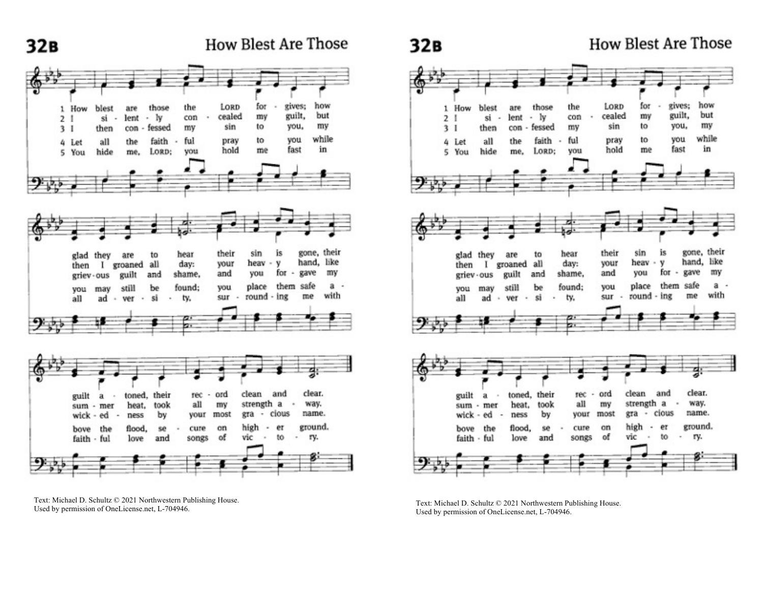## 32B How Blest Are Those

1 How blest are those the LORD forgives; how glad they are to hear their sin is gone, their guilt atoned, their record clean and clear.

2 I silently concealed my guilt, but then I groaned all day: your heavy hand, like summer heat, took all my strength away.

3 I then confessed my sin to you, my grievous guilt and shame, and you forgave my wickedness by your most gracious name.

4 Let all the faithful pray to you while you may still be found; you place them safe above the flood, secure on higher ground.

5 You hide me, LORD; you hold me fast in all adversity, surrounding me with faithful love and songs of victory.

Text: Michael D. Schultz © 2021 Northwestern Publishing House.
Used by permission of OneLicense.net, L-704946.

## 32B How Blest Are Those

1 How blest are those the LORD forgives; how glad they are to hear their sin is gone, their guilt atoned, their record clean and clear.

2 I silently concealed my guilt, but then I groaned all day: your heavy hand, like summer heat, took all my strength away.

3 I then confessed my sin to you, my grievous guilt and shame, and you forgave my wickedness by your most gracious name.

4 Let all the faithful pray to you while you may still be found; you place them safe above the flood, secure on higher ground.

5 You hide me, LORD; you hold me fast in all adversity, surrounding me with faithful love and songs of victory.

Text: Michael D. Schultz © 2021 Northwestern Publishing House.
Used by permission of OneLicense.net, L-704946.